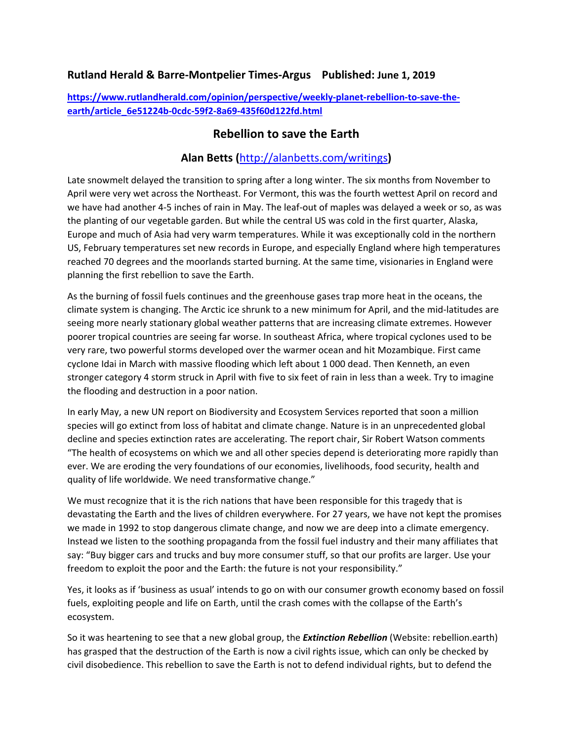**Rutland Herald & Barre-Montpelier Times-Argus  Published: June 1, 2019**

**https://www.rutlandherald.com/opinion/perspective/weekly-planet-rebellion-to-save-the-earth/article_6e51224b-0cdc-59f2-8a69-435f60d122fd.html**

## Rebellion to save the Earth

### Alan Betts (http://alanbetts.com/writings)

Late snowmelt delayed the transition to spring after a long winter. The six months from November to April were very wet across the Northeast. For Vermont, this was the fourth wettest April on record and we have had another 4-5 inches of rain in May. The leaf-out of maples was delayed a week or so, as was the planting of our vegetable garden. But while the central US was cold in the first quarter, Alaska, Europe and much of Asia had very warm temperatures. While it was exceptionally cold in the northern US, February temperatures set new records in Europe, and especially England where high temperatures reached 70 degrees and the moorlands started burning. At the same time, visionaries in England were planning the first rebellion to save the Earth.

As the burning of fossil fuels continues and the greenhouse gases trap more heat in the oceans, the climate system is changing. The Arctic ice shrunk to a new minimum for April, and the mid-latitudes are seeing more nearly stationary global weather patterns that are increasing climate extremes. However poorer tropical countries are seeing far worse. In southeast Africa, where tropical cyclones used to be very rare, two powerful storms developed over the warmer ocean and hit Mozambique. First came cyclone Idai in March with massive flooding which left about 1 000 dead. Then Kenneth, an even stronger category 4 storm struck in April with five to six feet of rain in less than a week. Try to imagine the flooding and destruction in a poor nation.

In early May, a new UN report on Biodiversity and Ecosystem Services reported that soon a million species will go extinct from loss of habitat and climate change. Nature is in an unprecedented global decline and species extinction rates are accelerating. The report chair, Sir Robert Watson comments "The health of ecosystems on which we and all other species depend is deteriorating more rapidly than ever. We are eroding the very foundations of our economies, livelihoods, food security, health and quality of life worldwide. We need transformative change."

We must recognize that it is the rich nations that have been responsible for this tragedy that is devastating the Earth and the lives of children everywhere. For 27 years, we have not kept the promises we made in 1992 to stop dangerous climate change, and now we are deep into a climate emergency. Instead we listen to the soothing propaganda from the fossil fuel industry and their many affiliates that say: "Buy bigger cars and trucks and buy more consumer stuff, so that our profits are larger. Use your freedom to exploit the poor and the Earth: the future is not your responsibility."

Yes, it looks as if 'business as usual' intends to go on with our consumer growth economy based on fossil fuels, exploiting people and life on Earth, until the crash comes with the collapse of the Earth's ecosystem.

So it was heartening to see that a new global group, the ***Extinction Rebellion*** (Website: rebellion.earth) has grasped that the destruction of the Earth is now a civil rights issue, which can only be checked by civil disobedience. This rebellion to save the Earth is not to defend individual rights, but to defend the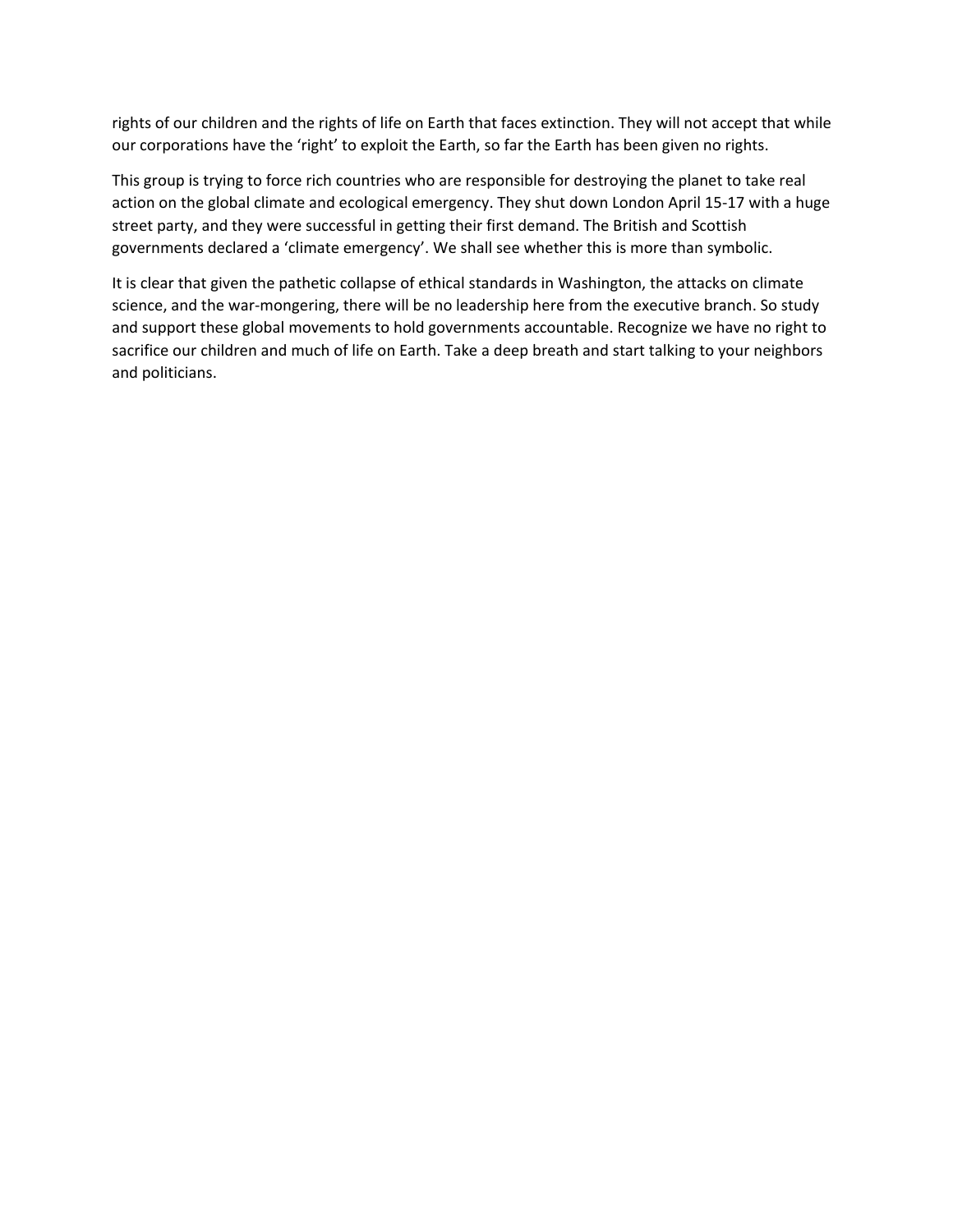rights of our children and the rights of life on Earth that faces extinction. They will not accept that while our corporations have the 'right' to exploit the Earth, so far the Earth has been given no rights.

This group is trying to force rich countries who are responsible for destroying the planet to take real action on the global climate and ecological emergency. They shut down London April 15-17 with a huge street party, and they were successful in getting their first demand. The British and Scottish governments declared a 'climate emergency'. We shall see whether this is more than symbolic.

It is clear that given the pathetic collapse of ethical standards in Washington, the attacks on climate science, and the war-mongering, there will be no leadership here from the executive branch. So study and support these global movements to hold governments accountable. Recognize we have no right to sacrifice our children and much of life on Earth. Take a deep breath and start talking to your neighbors and politicians.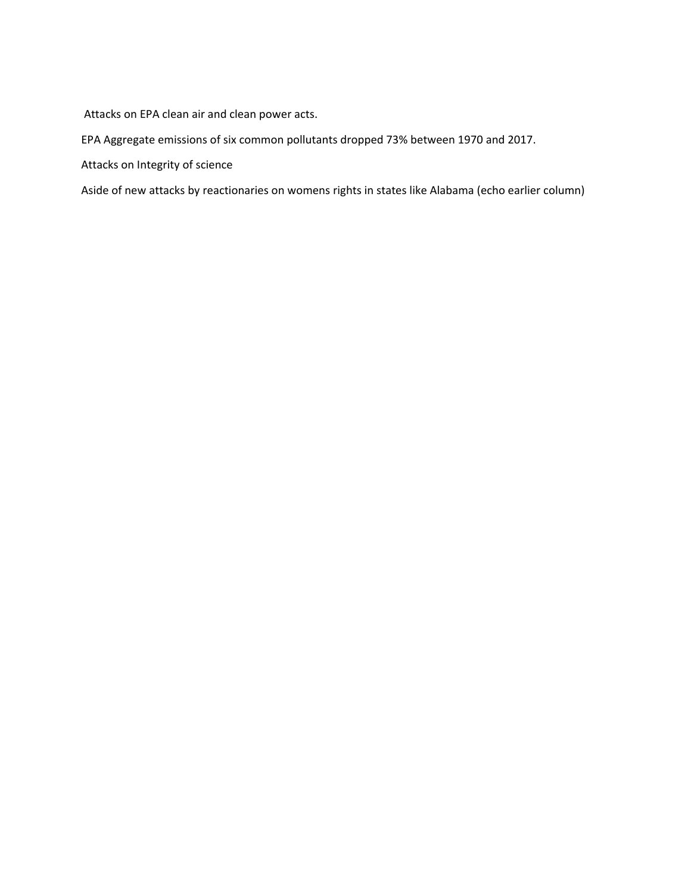Attacks on EPA clean air and clean power acts.

EPA Aggregate emissions of six common pollutants dropped 73% between 1970 and 2017.

Attacks on Integrity of science

Aside of new attacks by reactionaries on womens rights in states like Alabama (echo earlier column)